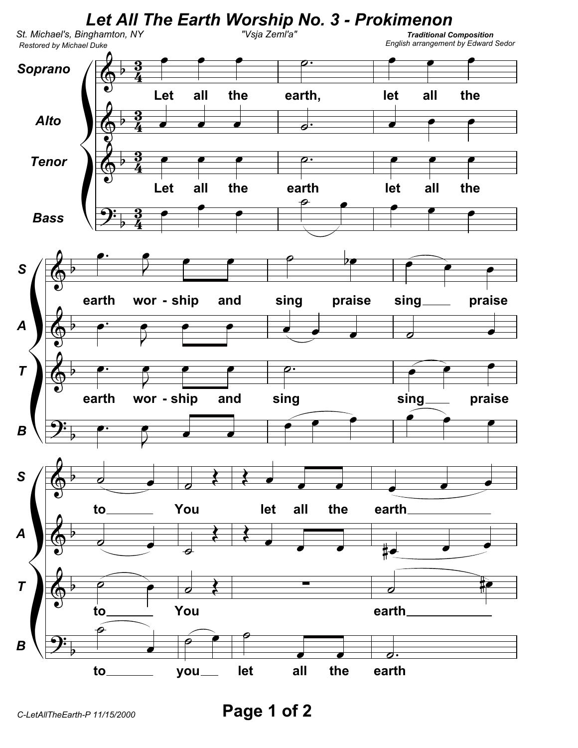# Let All The Earth Worship No. 3 - Prokimenon

St. Michael's, Binghamton, NY

Restored by Michael Duke

"Vsja Zeml'a"

**Traditional Composition**

English arrangement by Edward Sedor

Soprano

Alto

Tenor

Bass

Let all the earth, let all the earth wor - ship and sing praise sing praise to You let all the earth

Let all the earth let all the earth wor - ship and sing sing praise to You earth

to you let all the earth

C-LetAllTheEarth-P 11/15/2000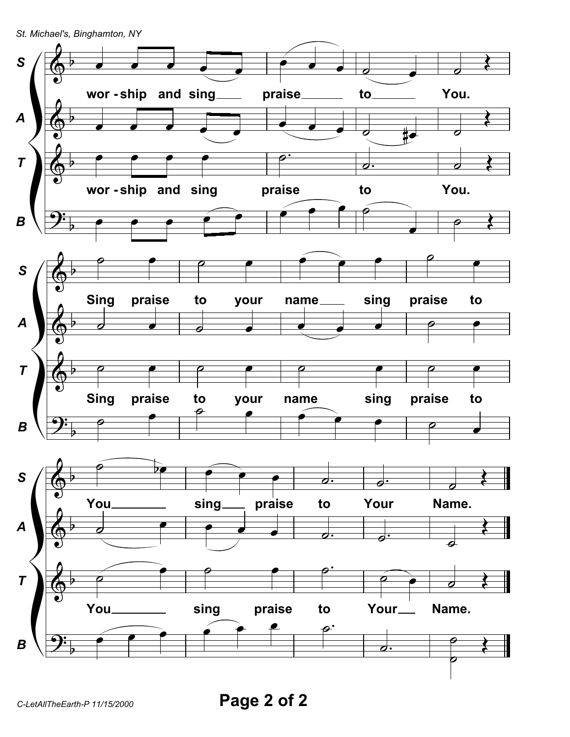S
A
T
B

worship and sing praise to You.

worship and sing praise to You.

Sing praise to your name sing praise to

Sing praise to your name sing praise to

You sing praise to Your Name.

You sing praise to Your Name.